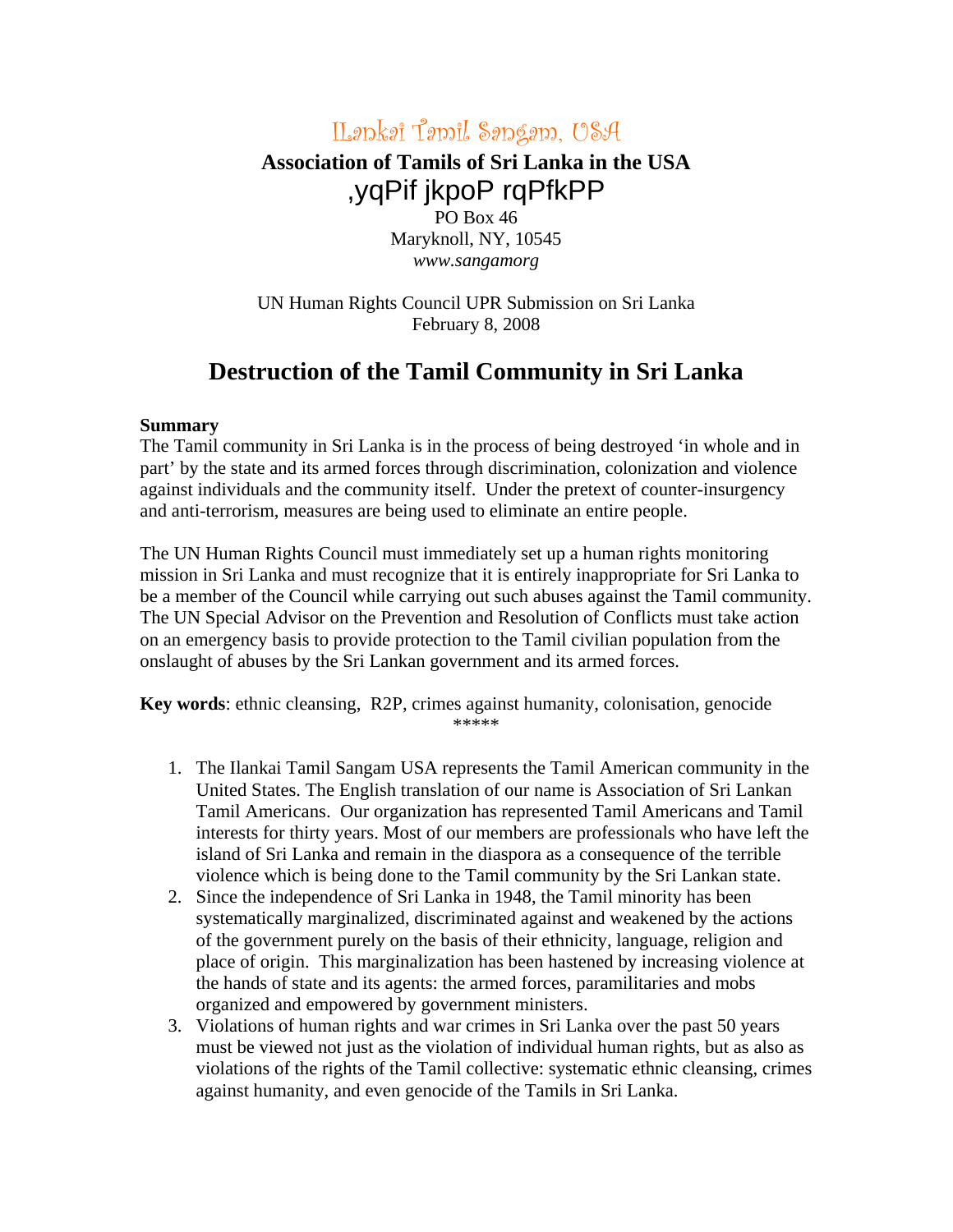# ILankai Tamil Sangam, USA

**Association of Tamils of Sri Lanka in the USA**

,yqPif jkpoP rqPfkPP

PO Box 46
Maryknoll, NY, 10545
*www.sangamorg*

UN Human Rights Council UPR Submission on Sri Lanka
February 8, 2008

## Destruction of the Tamil Community in Sri Lanka

**Summary**

The Tamil community in Sri Lanka is in the process of being destroyed 'in whole and in part' by the state and its armed forces through discrimination, colonization and violence against individuals and the community itself. Under the pretext of counter-insurgency and anti-terrorism, measures are being used to eliminate an entire people.

The UN Human Rights Council must immediately set up a human rights monitoring mission in Sri Lanka and must recognize that it is entirely inappropriate for Sri Lanka to be a member of the Council while carrying out such abuses against the Tamil community. The UN Special Advisor on the Prevention and Resolution of Conflicts must take action on an emergency basis to provide protection to the Tamil civilian population from the onslaught of abuses by the Sri Lankan government and its armed forces.

**Key words**: ethnic cleansing, R2P, crimes against humanity, colonisation, genocide

*****

1. The Ilankai Tamil Sangam USA represents the Tamil American community in the United States. The English translation of our name is Association of Sri Lankan Tamil Americans. Our organization has represented Tamil Americans and Tamil interests for thirty years. Most of our members are professionals who have left the island of Sri Lanka and remain in the diaspora as a consequence of the terrible violence which is being done to the Tamil community by the Sri Lankan state.
2. Since the independence of Sri Lanka in 1948, the Tamil minority has been systematically marginalized, discriminated against and weakened by the actions of the government purely on the basis of their ethnicity, language, religion and place of origin. This marginalization has been hastened by increasing violence at the hands of state and its agents: the armed forces, paramilitaries and mobs organized and empowered by government ministers.
3. Violations of human rights and war crimes in Sri Lanka over the past 50 years must be viewed not just as the violation of individual human rights, but as also as violations of the rights of the Tamil collective: systematic ethnic cleansing, crimes against humanity, and even genocide of the Tamils in Sri Lanka.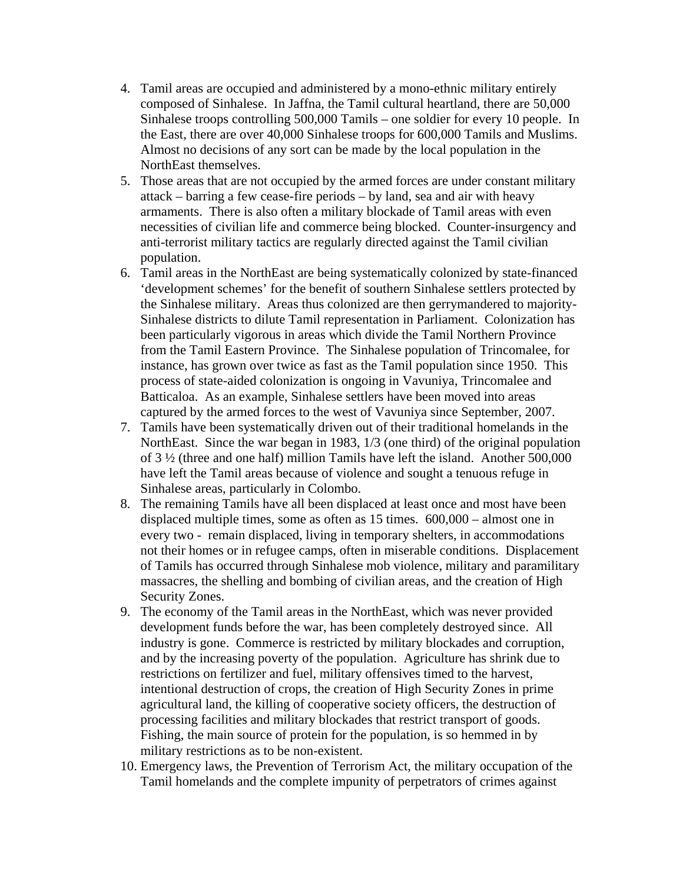4. Tamil areas are occupied and administered by a mono-ethnic military entirely composed of Sinhalese. In Jaffna, the Tamil cultural heartland, there are 50,000 Sinhalese troops controlling 500,000 Tamils – one soldier for every 10 people. In the East, there are over 40,000 Sinhalese troops for 600,000 Tamils and Muslims. Almost no decisions of any sort can be made by the local population in the NorthEast themselves.
5. Those areas that are not occupied by the armed forces are under constant military attack – barring a few cease-fire periods – by land, sea and air with heavy armaments. There is also often a military blockade of Tamil areas with even necessities of civilian life and commerce being blocked. Counter-insurgency and anti-terrorist military tactics are regularly directed against the Tamil civilian population.
6. Tamil areas in the NorthEast are being systematically colonized by state-financed 'development schemes' for the benefit of southern Sinhalese settlers protected by the Sinhalese military. Areas thus colonized are then gerrymandered to majority-Sinhalese districts to dilute Tamil representation in Parliament. Colonization has been particularly vigorous in areas which divide the Tamil Northern Province from the Tamil Eastern Province. The Sinhalese population of Trincomalee, for instance, has grown over twice as fast as the Tamil population since 1950. This process of state-aided colonization is ongoing in Vavuniya, Trincomalee and Batticaloa. As an example, Sinhalese settlers have been moved into areas captured by the armed forces to the west of Vavuniya since September, 2007.
7. Tamils have been systematically driven out of their traditional homelands in the NorthEast. Since the war began in 1983, 1/3 (one third) of the original population of 3 ½ (three and one half) million Tamils have left the island. Another 500,000 have left the Tamil areas because of violence and sought a tenuous refuge in Sinhalese areas, particularly in Colombo.
8. The remaining Tamils have all been displaced at least once and most have been displaced multiple times, some as often as 15 times. 600,000 – almost one in every two - remain displaced, living in temporary shelters, in accommodations not their homes or in refugee camps, often in miserable conditions. Displacement of Tamils has occurred through Sinhalese mob violence, military and paramilitary massacres, the shelling and bombing of civilian areas, and the creation of High Security Zones.
9. The economy of the Tamil areas in the NorthEast, which was never provided development funds before the war, has been completely destroyed since. All industry is gone. Commerce is restricted by military blockades and corruption, and by the increasing poverty of the population. Agriculture has shrink due to restrictions on fertilizer and fuel, military offensives timed to the harvest, intentional destruction of crops, the creation of High Security Zones in prime agricultural land, the killing of cooperative society officers, the destruction of processing facilities and military blockades that restrict transport of goods. Fishing, the main source of protein for the population, is so hemmed in by military restrictions as to be non-existent.
10. Emergency laws, the Prevention of Terrorism Act, the military occupation of the Tamil homelands and the complete impunity of perpetrators of crimes against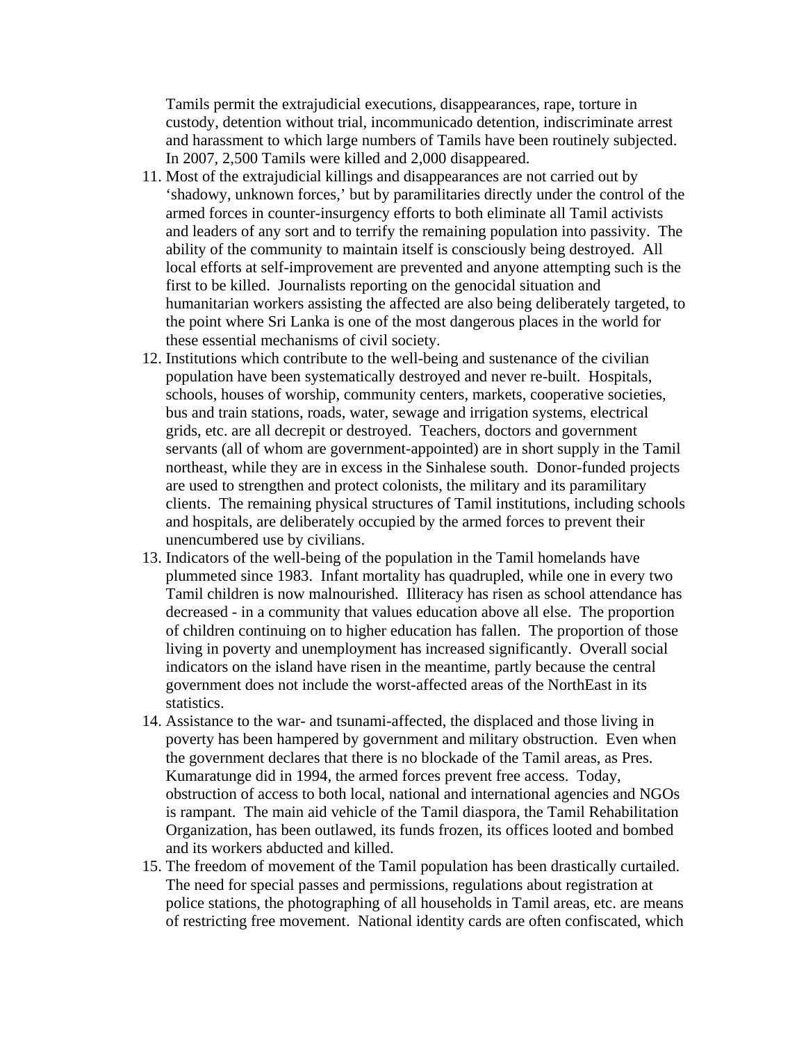Tamils permit the extrajudicial executions, disappearances, rape, torture in custody, detention without trial, incommunicado detention, indiscriminate arrest and harassment to which large numbers of Tamils have been routinely subjected. In 2007, 2,500 Tamils were killed and 2,000 disappeared.

11. Most of the extrajudicial killings and disappearances are not carried out by 'shadowy, unknown forces,' but by paramilitaries directly under the control of the armed forces in counter-insurgency efforts to both eliminate all Tamil activists and leaders of any sort and to terrify the remaining population into passivity. The ability of the community to maintain itself is consciously being destroyed. All local efforts at self-improvement are prevented and anyone attempting such is the first to be killed. Journalists reporting on the genocidal situation and humanitarian workers assisting the affected are also being deliberately targeted, to the point where Sri Lanka is one of the most dangerous places in the world for these essential mechanisms of civil society.
12. Institutions which contribute to the well-being and sustenance of the civilian population have been systematically destroyed and never re-built. Hospitals, schools, houses of worship, community centers, markets, cooperative societies, bus and train stations, roads, water, sewage and irrigation systems, electrical grids, etc. are all decrepit or destroyed. Teachers, doctors and government servants (all of whom are government-appointed) are in short supply in the Tamil northeast, while they are in excess in the Sinhalese south. Donor-funded projects are used to strengthen and protect colonists, the military and its paramilitary clients. The remaining physical structures of Tamil institutions, including schools and hospitals, are deliberately occupied by the armed forces to prevent their unencumbered use by civilians.
13. Indicators of the well-being of the population in the Tamil homelands have plummeted since 1983. Infant mortality has quadrupled, while one in every two Tamil children is now malnourished. Illiteracy has risen as school attendance has decreased - in a community that values education above all else. The proportion of children continuing on to higher education has fallen. The proportion of those living in poverty and unemployment has increased significantly. Overall social indicators on the island have risen in the meantime, partly because the central government does not include the worst-affected areas of the NorthEast in its statistics.
14. Assistance to the war- and tsunami-affected, the displaced and those living in poverty has been hampered by government and military obstruction. Even when the government declares that there is no blockade of the Tamil areas, as Pres. Kumaratunge did in 1994, the armed forces prevent free access. Today, obstruction of access to both local, national and international agencies and NGOs is rampant. The main aid vehicle of the Tamil diaspora, the Tamil Rehabilitation Organization, has been outlawed, its funds frozen, its offices looted and bombed and its workers abducted and killed.
15. The freedom of movement of the Tamil population has been drastically curtailed. The need for special passes and permissions, regulations about registration at police stations, the photographing of all households in Tamil areas, etc. are means of restricting free movement. National identity cards are often confiscated, which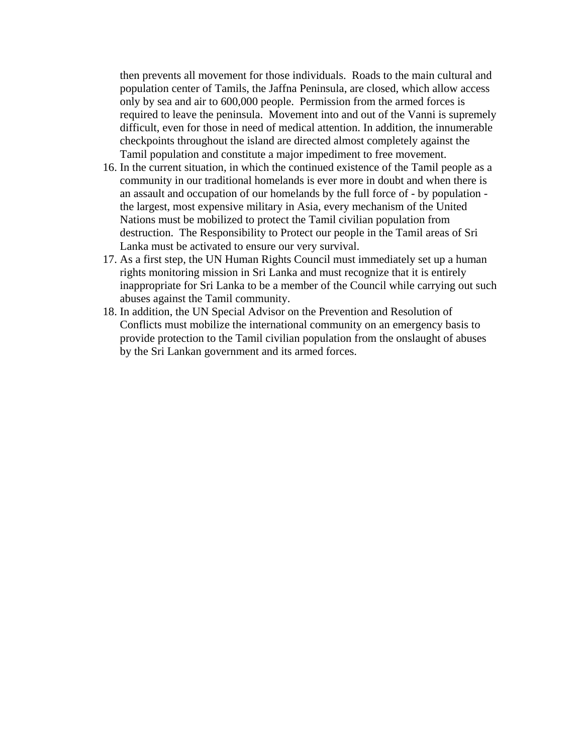then prevents all movement for those individuals. Roads to the main cultural and population center of Tamils, the Jaffna Peninsula, are closed, which allow access only by sea and air to 600,000 people. Permission from the armed forces is required to leave the peninsula. Movement into and out of the Vanni is supremely difficult, even for those in need of medical attention. In addition, the innumerable checkpoints throughout the island are directed almost completely against the Tamil population and constitute a major impediment to free movement.

16. In the current situation, in which the continued existence of the Tamil people as a community in our traditional homelands is ever more in doubt and when there is an assault and occupation of our homelands by the full force of - by population - the largest, most expensive military in Asia, every mechanism of the United Nations must be mobilized to protect the Tamil civilian population from destruction. The Responsibility to Protect our people in the Tamil areas of Sri Lanka must be activated to ensure our very survival.
17. As a first step, the UN Human Rights Council must immediately set up a human rights monitoring mission in Sri Lanka and must recognize that it is entirely inappropriate for Sri Lanka to be a member of the Council while carrying out such abuses against the Tamil community.
18. In addition, the UN Special Advisor on the Prevention and Resolution of Conflicts must mobilize the international community on an emergency basis to provide protection to the Tamil civilian population from the onslaught of abuses by the Sri Lankan government and its armed forces.